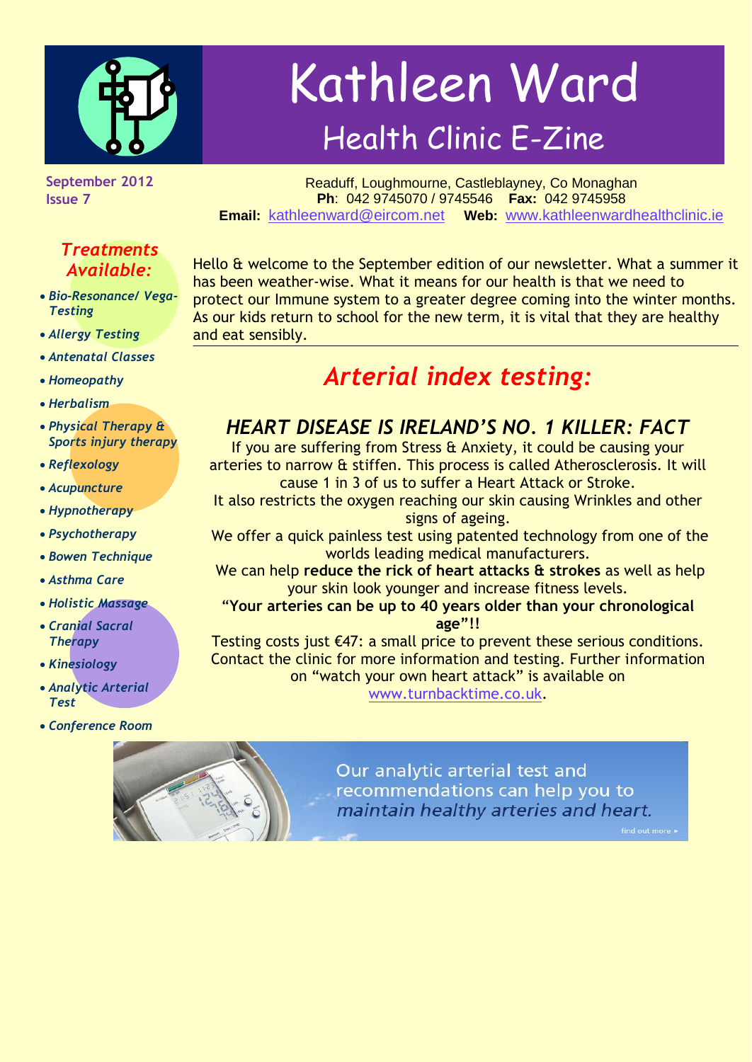# Kathleen Ward

## Health Clinic E-Zine

**September 2012**
**Issue 7**

Readuff, Loughmourne, Castleblayney, Co Monaghan
**Ph**: 042 9745070 / 9745546 **Fax:** 042 9745958
**Email:** kathleenward@eircom.net **Web:** www.kathleenwardhealthclinic.ie

### *Treatments Available:*

- *Bio-Resonance/ Vega-Testing*
- *Allergy Testing*
- *Antenatal Classes*
- *Homeopathy*
- *Herbalism*
- *Physical Therapy & Sports injury therapy*
- *Reflexology*
- *Acupuncture*
- *Hypnotherapy*
- *Psychotherapy*
- *Bowen Technique*
- *Asthma Care*
- *Holistic Massage*
- *Cranial Sacral Therapy*
- *Kinesiology*
- *Analytic Arterial Test*
- *Conference Room*

Hello & welcome to the September edition of our newsletter. What a summer it has been weather-wise. What it means for our health is that we need to protect our Immune system to a greater degree coming into the winter months. As our kids return to school for the new term, it is vital that they are healthy and eat sensibly.

## *Arterial index testing:*

### *HEART DISEASE IS IRELAND'S NO. 1 KILLER: FACT*

If you are suffering from Stress & Anxiety, it could be causing your arteries to narrow & stiffen. This process is called Atherosclerosis. It will cause 1 in 3 of us to suffer a Heart Attack or Stroke.

It also restricts the oxygen reaching our skin causing Wrinkles and other signs of ageing.

We offer a quick painless test using patented technology from one of the worlds leading medical manufacturers.

We can help **reduce the rick of heart attacks & strokes** as well as help your skin look younger and increase fitness levels.

"**Your arteries can be up to 40 years older than your chronological age"!!**

Testing costs just €47: a small price to prevent these serious conditions. Contact the clinic for more information and testing. Further information on "watch your own heart attack" is available on www.turnbacktime.co.uk.

Our analytic arterial test and recommendations can help you to *maintain healthy arteries and heart.*

find out more ►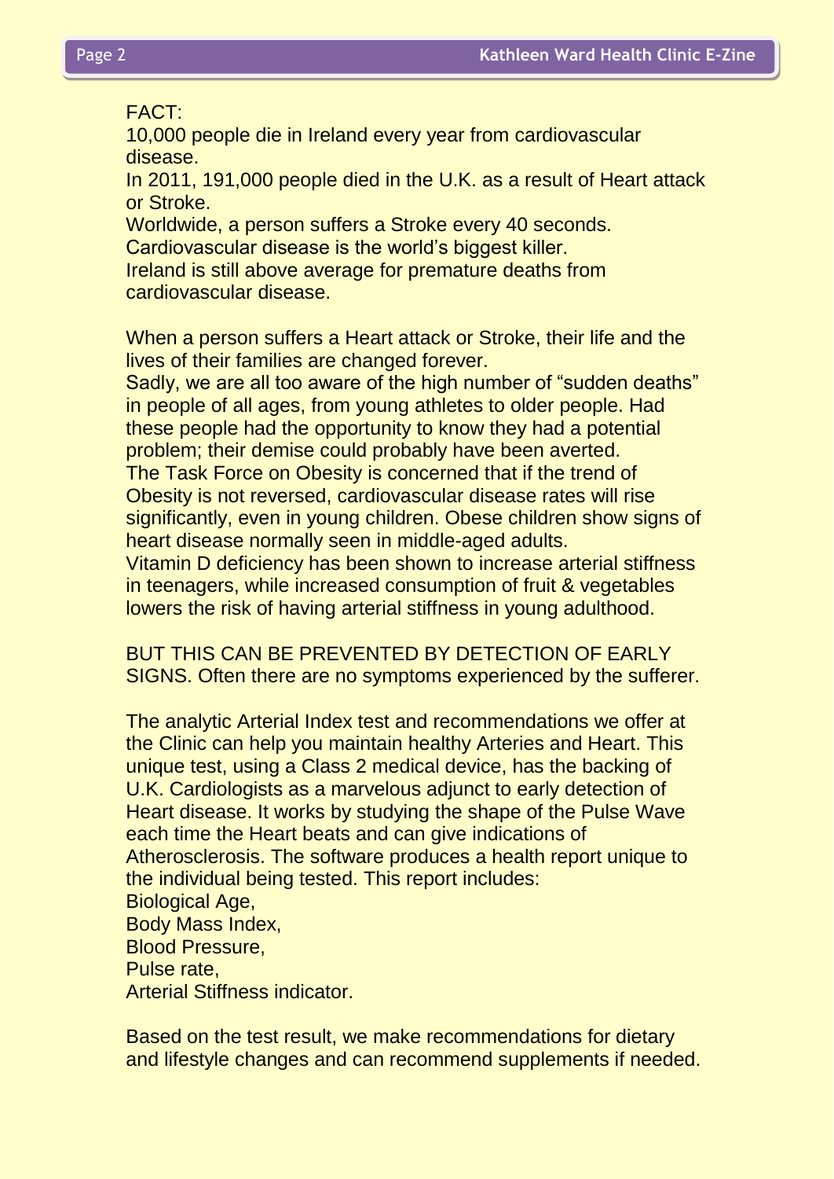FACT:
10,000 people die in Ireland every year from cardiovascular disease.
In 2011, 191,000 people died in the U.K. as a result of Heart attack or Stroke.
Worldwide, a person suffers a Stroke every 40 seconds.
Cardiovascular disease is the world's biggest killer.
Ireland is still above average for premature deaths from cardiovascular disease.

When a person suffers a Heart attack or Stroke, their life and the lives of their families are changed forever.
Sadly, we are all too aware of the high number of "sudden deaths" in people of all ages, from young athletes to older people. Had these people had the opportunity to know they had a potential problem; their demise could probably have been averted.
The Task Force on Obesity is concerned that if the trend of Obesity is not reversed, cardiovascular disease rates will rise significantly, even in young children. Obese children show signs of heart disease normally seen in middle-aged adults.
Vitamin D deficiency has been shown to increase arterial stiffness in teenagers, while increased consumption of fruit & vegetables lowers the risk of having arterial stiffness in young adulthood.

BUT THIS CAN BE PREVENTED BY DETECTION OF EARLY SIGNS. Often there are no symptoms experienced by the sufferer.

The analytic Arterial Index test and recommendations we offer at the Clinic can help you maintain healthy Arteries and Heart. This unique test, using a Class 2 medical device, has the backing of U.K. Cardiologists as a marvelous adjunct to early detection of Heart disease. It works by studying the shape of the Pulse Wave each time the Heart beats and can give indications of Atherosclerosis. The software produces a health report unique to the individual being tested. This report includes:
Biological Age,
Body Mass Index,
Blood Pressure,
Pulse rate,
Arterial Stiffness indicator.

Based on the test result, we make recommendations for dietary and lifestyle changes and can recommend supplements if needed.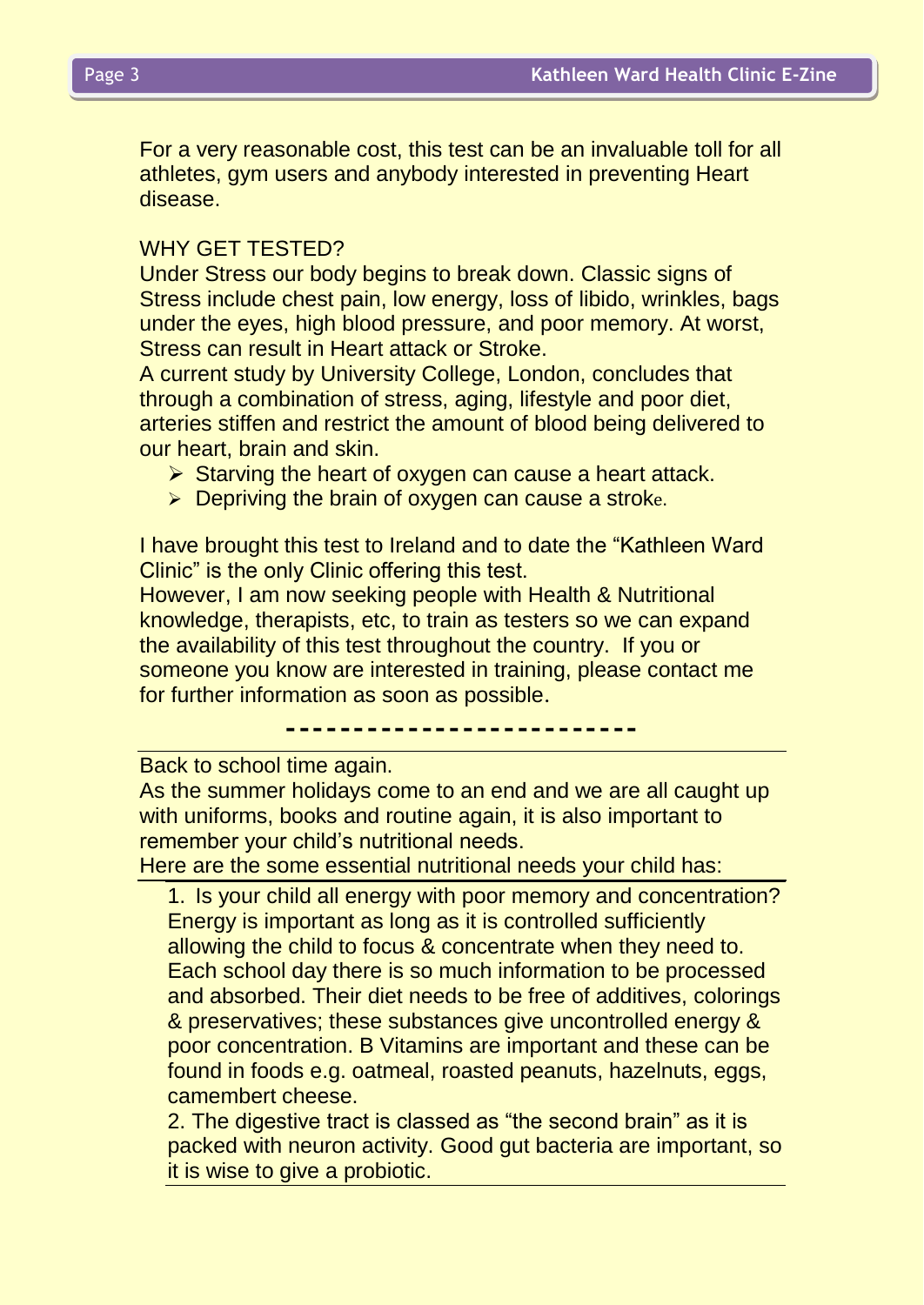For a very reasonable cost, this test can be an invaluable toll for all athletes, gym users and anybody interested in preventing Heart disease.

WHY GET TESTED?

Under Stress our body begins to break down. Classic signs of Stress include chest pain, low energy, loss of libido, wrinkles, bags under the eyes, high blood pressure, and poor memory. At worst, Stress can result in Heart attack or Stroke.

A current study by University College, London, concludes that through a combination of stress, aging, lifestyle and poor diet, arteries stiffen and restrict the amount of blood being delivered to our heart, brain and skin.

- Starving the heart of oxygen can cause a heart attack.
- Depriving the brain of oxygen can cause a stroke.

I have brought this test to Ireland and to date the "Kathleen Ward Clinic" is the only Clinic offering this test.

However, I am now seeking people with Health & Nutritional knowledge, therapists, etc, to train as testers so we can expand the availability of this test throughout the country. If you or someone you know are interested in training, please contact me for further information as soon as possible.

---

Back to school time again.

As the summer holidays come to an end and we are all caught up with uniforms, books and routine again, it is also important to remember your child's nutritional needs.

Here are the some essential nutritional needs your child has:

1. Is your child all energy with poor memory and concentration? Energy is important as long as it is controlled sufficiently allowing the child to focus & concentrate when they need to. Each school day there is so much information to be processed and absorbed. Their diet needs to be free of additives, colorings & preservatives; these substances give uncontrolled energy & poor concentration. B Vitamins are important and these can be found in foods e.g. oatmeal, roasted peanuts, hazelnuts, eggs, camembert cheese.
2. The digestive tract is classed as "the second brain" as it is packed with neuron activity. Good gut bacteria are important, so it is wise to give a probiotic.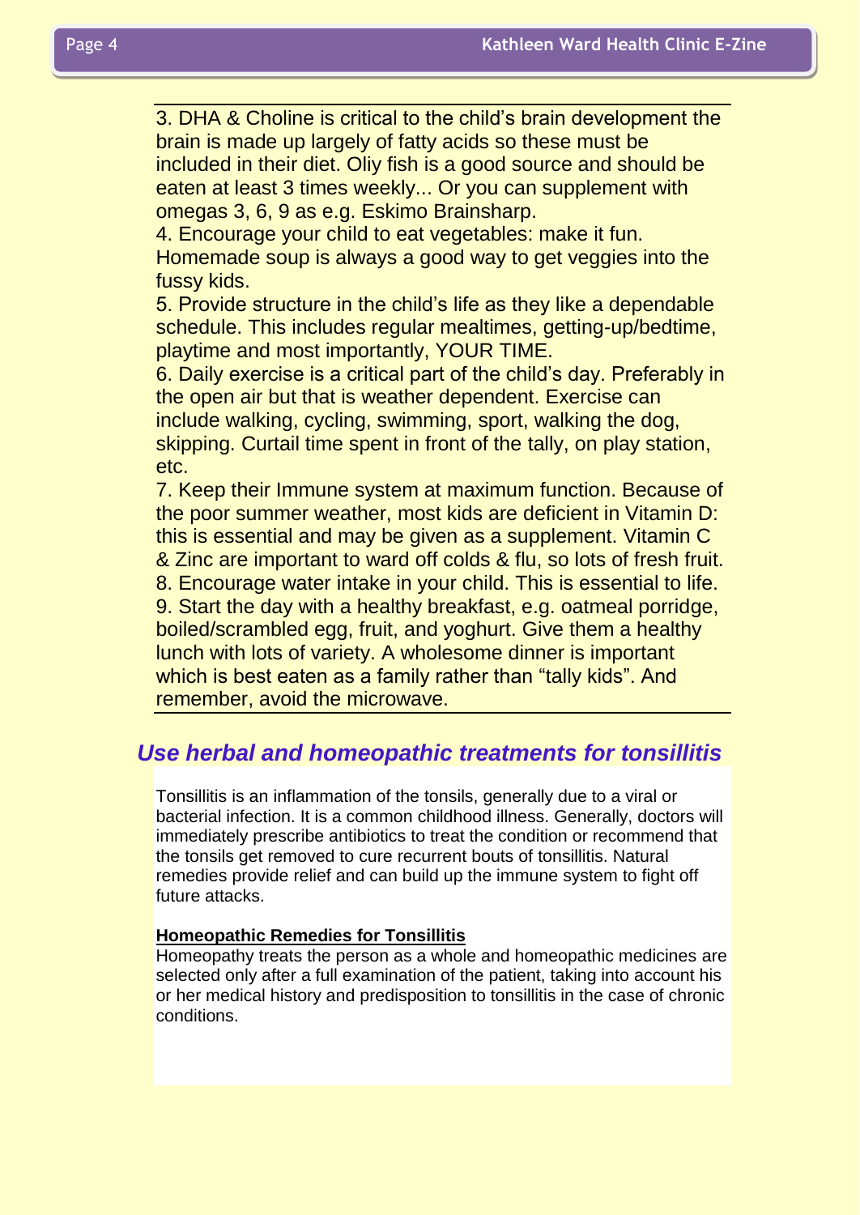3. DHA & Choline is critical to the child's brain development the brain is made up largely of fatty acids so these must be included in their diet. Oliy fish is a good source and should be eaten at least 3 times weekly... Or you can supplement with omegas 3, 6, 9 as e.g. Eskimo Brainsharp.

4. Encourage your child to eat vegetables: make it fun. Homemade soup is always a good way to get veggies into the fussy kids.

5. Provide structure in the child's life as they like a dependable schedule. This includes regular mealtimes, getting-up/bedtime, playtime and most importantly, YOUR TIME.

6. Daily exercise is a critical part of the child's day. Preferably in the open air but that is weather dependent. Exercise can include walking, cycling, swimming, sport, walking the dog, skipping. Curtail time spent in front of the tally, on play station, etc.

7. Keep their Immune system at maximum function. Because of the poor summer weather, most kids are deficient in Vitamin D: this is essential and may be given as a supplement. Vitamin C & Zinc are important to ward off colds & flu, so lots of fresh fruit.

8. Encourage water intake in your child. This is essential to life.

9. Start the day with a healthy breakfast, e.g. oatmeal porridge, boiled/scrambled egg, fruit, and yoghurt. Give them a healthy lunch with lots of variety. A wholesome dinner is important which is best eaten as a family rather than "tally kids". And remember, avoid the microwave.

## *Use herbal and homeopathic treatments for tonsillitis*

Tonsillitis is an inflammation of the tonsils, generally due to a viral or bacterial infection. It is a common childhood illness. Generally, doctors will immediately prescribe antibiotics to treat the condition or recommend that the tonsils get removed to cure recurrent bouts of tonsillitis. Natural remedies provide relief and can build up the immune system to fight off future attacks.

### Homeopathic Remedies for Tonsillitis

Homeopathy treats the person as a whole and homeopathic medicines are selected only after a full examination of the patient, taking into account his or her medical history and predisposition to tonsillitis in the case of chronic conditions.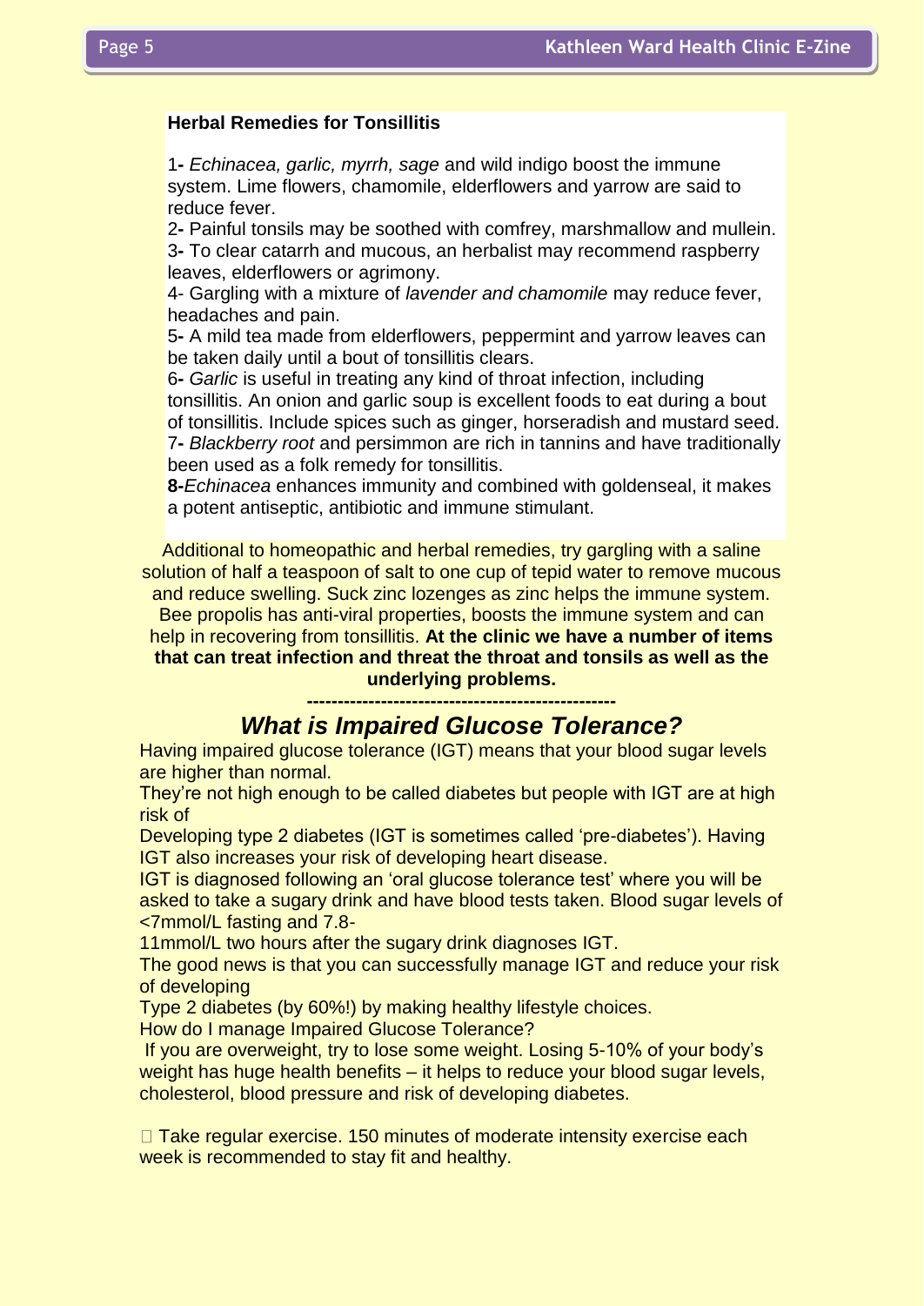**Herbal Remedies for Tonsillitis**

1- *Echinacea, garlic, myrrh, sage* and wild indigo boost the immune system. Lime flowers, chamomile, elderflowers and yarrow are said to reduce fever.

2- Painful tonsils may be soothed with comfrey, marshmallow and mullein.

3- To clear catarrh and mucous, an herbalist may recommend raspberry leaves, elderflowers or agrimony.

4- Gargling with a mixture of *lavender and chamomile* may reduce fever, headaches and pain.

5- A mild tea made from elderflowers, peppermint and yarrow leaves can be taken daily until a bout of tonsillitis clears.

6- *Garlic* is useful in treating any kind of throat infection, including tonsillitis. An onion and garlic soup is excellent foods to eat during a bout of tonsillitis. Include spices such as ginger, horseradish and mustard seed.

7- *Blackberry root* and persimmon are rich in tannins and have traditionally been used as a folk remedy for tonsillitis.

**8-***Echinacea* enhances immunity and combined with goldenseal, it makes a potent antiseptic, antibiotic and immune stimulant.

Additional to homeopathic and herbal remedies, try gargling with a saline solution of half a teaspoon of salt to one cup of tepid water to remove mucous and reduce swelling. Suck zinc lozenges as zinc helps the immune system. Bee propolis has anti-viral properties, boosts the immune system and can help in recovering from tonsillitis. **At the clinic we have a number of items that can treat infection and threat the throat and tonsils as well as the underlying problems.**

**--------------------------------------------------**

## *What is Impaired Glucose Tolerance?*

Having impaired glucose tolerance (IGT) means that your blood sugar levels are higher than normal.

They're not high enough to be called diabetes but people with IGT are at high risk of

Developing type 2 diabetes (IGT is sometimes called 'pre-diabetes'). Having IGT also increases your risk of developing heart disease.

IGT is diagnosed following an 'oral glucose tolerance test' where you will be asked to take a sugary drink and have blood tests taken. Blood sugar levels of <7mmol/L fasting and 7.8-

11mmol/L two hours after the sugary drink diagnoses IGT.

The good news is that you can successfully manage IGT and reduce your risk of developing

Type 2 diabetes (by 60%!) by making healthy lifestyle choices.

How do I manage Impaired Glucose Tolerance?

If you are overweight, try to lose some weight. Losing 5-10% of your body's weight has huge health benefits – it helps to reduce your blood sugar levels, cholesterol, blood pressure and risk of developing diabetes.

- Take regular exercise. 150 minutes of moderate intensity exercise each week is recommended to stay fit and healthy.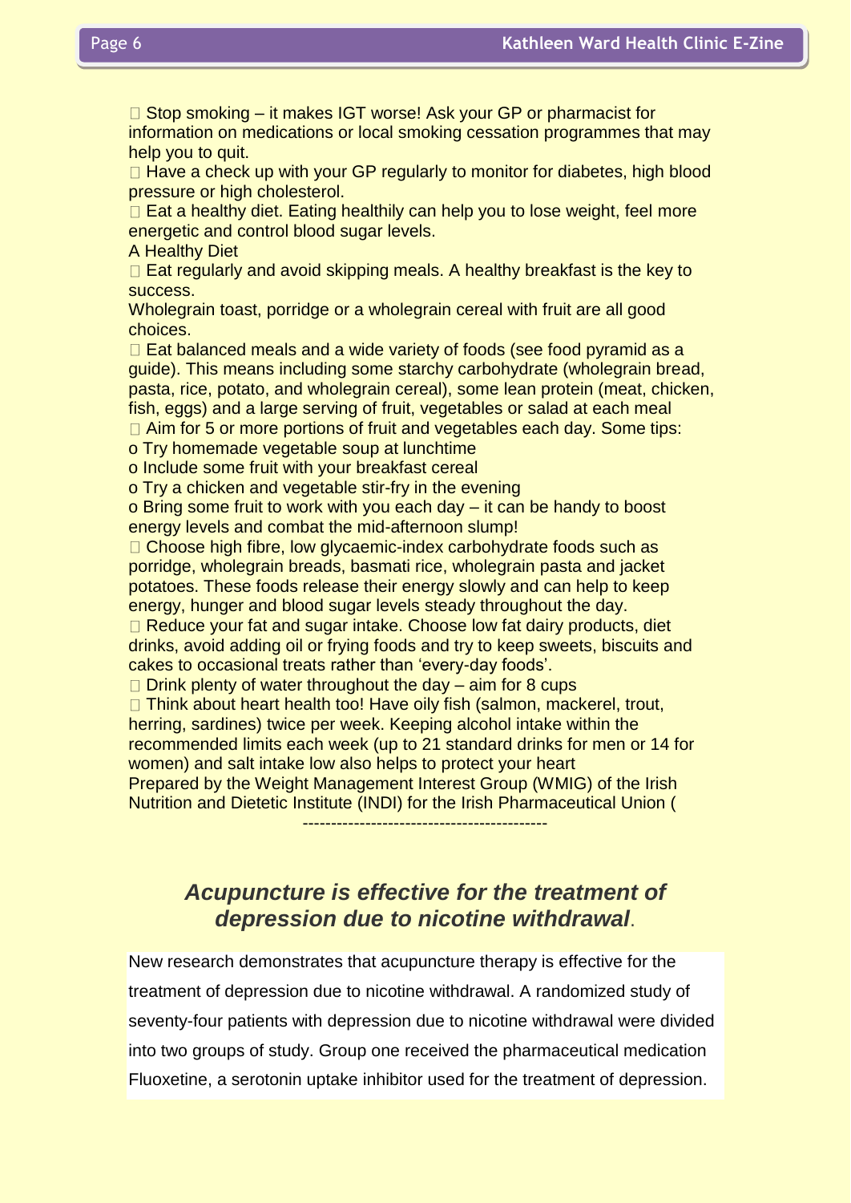- Stop smoking – it makes IGT worse! Ask your GP or pharmacist for information on medications or local smoking cessation programmes that may help you to quit.
- Have a check up with your GP regularly to monitor for diabetes, high blood pressure or high cholesterol.
- Eat a healthy diet. Eating healthily can help you to lose weight, feel more energetic and control blood sugar levels.

A Healthy Diet

- Eat regularly and avoid skipping meals. A healthy breakfast is the key to success.

Wholegrain toast, porridge or a wholegrain cereal with fruit are all good choices.

- Eat balanced meals and a wide variety of foods (see food pyramid as a guide). This means including some starchy carbohydrate (wholegrain bread, pasta, rice, potato, and wholegrain cereal), some lean protein (meat, chicken, fish, eggs) and a large serving of fruit, vegetables or salad at each meal
- Aim for 5 or more portions of fruit and vegetables each day. Some tips:
  - Try homemade vegetable soup at lunchtime
  - Include some fruit with your breakfast cereal
  - Try a chicken and vegetable stir-fry in the evening
  - Bring some fruit to work with you each day – it can be handy to boost energy levels and combat the mid-afternoon slump!
- Choose high fibre, low glycaemic-index carbohydrate foods such as porridge, wholegrain breads, basmati rice, wholegrain pasta and jacket potatoes. These foods release their energy slowly and can help to keep energy, hunger and blood sugar levels steady throughout the day.
- Reduce your fat and sugar intake. Choose low fat dairy products, diet drinks, avoid adding oil or frying foods and try to keep sweets, biscuits and cakes to occasional treats rather than 'every-day foods'.
- Drink plenty of water throughout the day – aim for 8 cups
- Think about heart health too! Have oily fish (salmon, mackerel, trout, herring, sardines) twice per week. Keeping alcohol intake within the recommended limits each week (up to 21 standard drinks for men or 14 for women) and salt intake low also helps to protect your heart

Prepared by the Weight Management Interest Group (WMIG) of the Irish Nutrition and Dietetic Institute (INDI) for the Irish Pharmaceutical Union (

-------------------------------------------

## *Acupuncture is effective for the treatment of depression due to nicotine withdrawal*.

New research demonstrates that acupuncture therapy is effective for the treatment of depression due to nicotine withdrawal. A randomized study of seventy-four patients with depression due to nicotine withdrawal were divided into two groups of study. Group one received the pharmaceutical medication Fluoxetine, a serotonin uptake inhibitor used for the treatment of depression.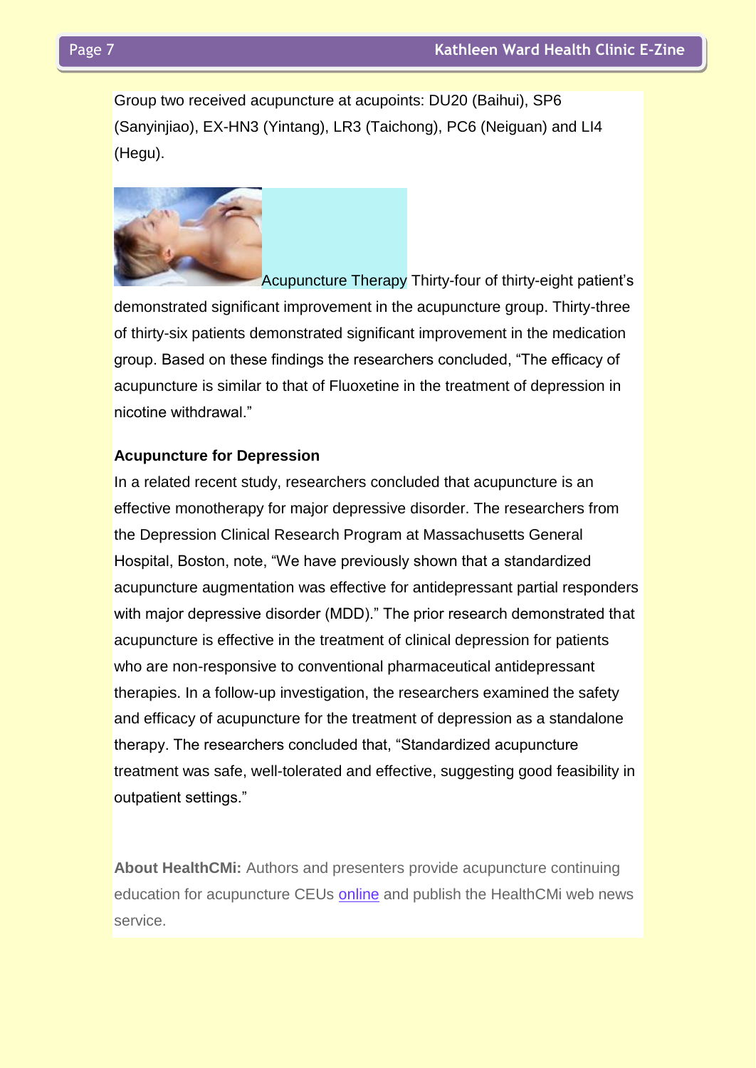Group two received acupuncture at acupoints: DU20 (Baihui), SP6 (Sanyinjiao), EX-HN3 (Yintang), LR3 (Taichong), PC6 (Neiguan) and LI4 (Hegu).

Acupuncture Therapy Thirty-four of thirty-eight patient's demonstrated significant improvement in the acupuncture group. Thirty-three of thirty-six patients demonstrated significant improvement in the medication group. Based on these findings the researchers concluded, "The efficacy of acupuncture is similar to that of Fluoxetine in the treatment of depression in nicotine withdrawal."

**Acupuncture for Depression**

In a related recent study, researchers concluded that acupuncture is an effective monotherapy for major depressive disorder. The researchers from the Depression Clinical Research Program at Massachusetts General Hospital, Boston, note, "We have previously shown that a standardized acupuncture augmentation was effective for antidepressant partial responders with major depressive disorder (MDD)." The prior research demonstrated that acupuncture is effective in the treatment of clinical depression for patients who are non-responsive to conventional pharmaceutical antidepressant therapies. In a follow-up investigation, the researchers examined the safety and efficacy of acupuncture for the treatment of depression as a standalone therapy. The researchers concluded that, "Standardized acupuncture treatment was safe, well-tolerated and effective, suggesting good feasibility in outpatient settings."

**About HealthCMi:** Authors and presenters provide acupuncture continuing education for acupuncture CEUs online and publish the HealthCMi web news service.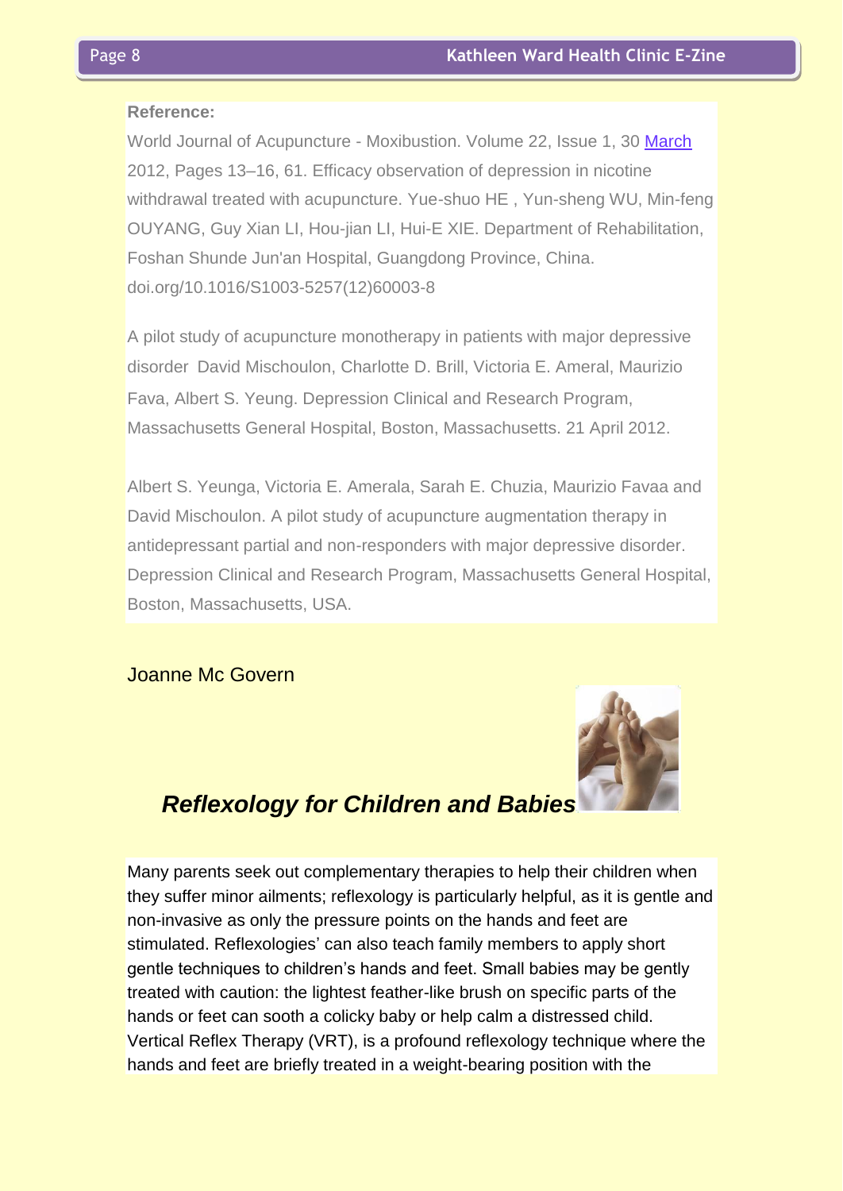**Reference:**

World Journal of Acupuncture - Moxibustion. Volume 22, Issue 1, 30 March 2012, Pages 13–16, 61. Efficacy observation of depression in nicotine withdrawal treated with acupuncture. Yue-shuo HE , Yun-sheng WU, Min-feng OUYANG, Guy Xian LI, Hou-jian LI, Hui-E XIE. Department of Rehabilitation, Foshan Shunde Jun'an Hospital, Guangdong Province, China. doi.org/10.1016/S1003-5257(12)60003-8

A pilot study of acupuncture monotherapy in patients with major depressive disorder David Mischoulon, Charlotte D. Brill, Victoria E. Ameral, Maurizio Fava, Albert S. Yeung. Depression Clinical and Research Program, Massachusetts General Hospital, Boston, Massachusetts. 21 April 2012.

Albert S. Yeunga, Victoria E. Amerala, Sarah E. Chuzia, Maurizio Favaa and David Mischoulon. A pilot study of acupuncture augmentation therapy in antidepressant partial and non-responders with major depressive disorder. Depression Clinical and Research Program, Massachusetts General Hospital, Boston, Massachusetts, USA.

Joanne Mc Govern

## *Reflexology for Children and Babies*

Many parents seek out complementary therapies to help their children when they suffer minor ailments; reflexology is particularly helpful, as it is gentle and non-invasive as only the pressure points on the hands and feet are stimulated. Reflexologies' can also teach family members to apply short gentle techniques to children's hands and feet. Small babies may be gently treated with caution: the lightest feather-like brush on specific parts of the hands or feet can sooth a colicky baby or help calm a distressed child. Vertical Reflex Therapy (VRT), is a profound reflexology technique where the hands and feet are briefly treated in a weight-bearing position with the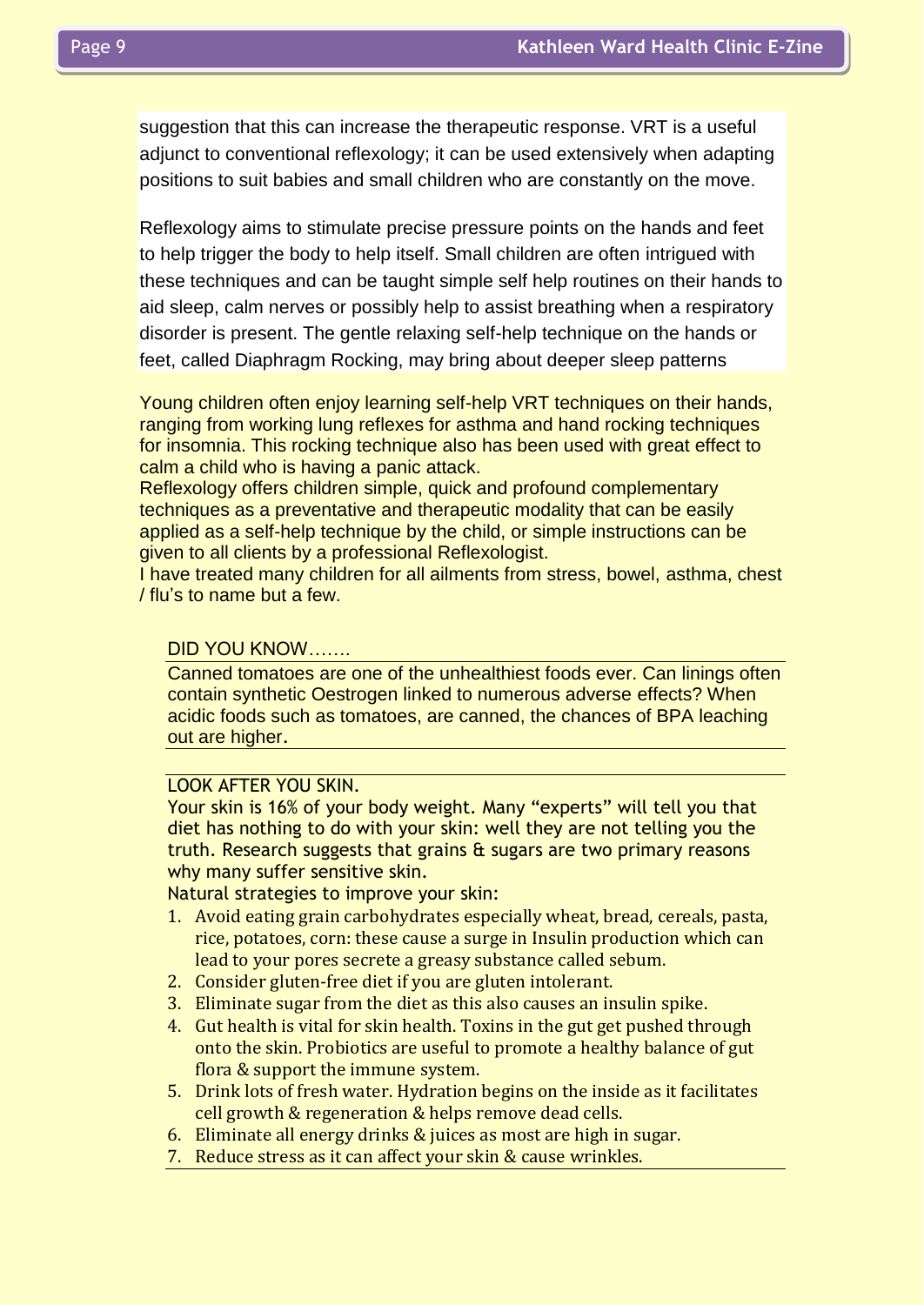suggestion that this can increase the therapeutic response. VRT is a useful adjunct to conventional reflexology; it can be used extensively when adapting positions to suit babies and small children who are constantly on the move.

Reflexology aims to stimulate precise pressure points on the hands and feet to help trigger the body to help itself. Small children are often intrigued with these techniques and can be taught simple self help routines on their hands to aid sleep, calm nerves or possibly help to assist breathing when a respiratory disorder is present. The gentle relaxing self-help technique on the hands or feet, called Diaphragm Rocking, may bring about deeper sleep patterns

Young children often enjoy learning self-help VRT techniques on their hands, ranging from working lung reflexes for asthma and hand rocking techniques for insomnia. This rocking technique also has been used with great effect to calm a child who is having a panic attack.
Reflexology offers children simple, quick and profound complementary techniques as a preventative and therapeutic modality that can be easily applied as a self-help technique by the child, or simple instructions can be given to all clients by a professional Reflexologist.
I have treated many children for all ailments from stress, bowel, asthma, chest / flu's to name but a few.

DID YOU KNOW…….

Canned tomatoes are one of the unhealthiest foods ever. Can linings often contain synthetic Oestrogen linked to numerous adverse effects? When acidic foods such as tomatoes, are canned, the chances of BPA leaching out are higher.

LOOK AFTER YOU SKIN.

Your skin is 16% of your body weight. Many "experts" will tell you that diet has nothing to do with your skin: well they are not telling you the truth. Research suggests that grains & sugars are two primary reasons why many suffer sensitive skin.

Natural strategies to improve your skin:

1. Avoid eating grain carbohydrates especially wheat, bread, cereals, pasta, rice, potatoes, corn: these cause a surge in Insulin production which can lead to your pores secrete a greasy substance called sebum.
2. Consider gluten-free diet if you are gluten intolerant.
3. Eliminate sugar from the diet as this also causes an insulin spike.
4. Gut health is vital for skin health. Toxins in the gut get pushed through onto the skin. Probiotics are useful to promote a healthy balance of gut flora & support the immune system.
5. Drink lots of fresh water. Hydration begins on the inside as it facilitates cell growth & regeneration & helps remove dead cells.
6. Eliminate all energy drinks & juices as most are high in sugar.
7. Reduce stress as it can affect your skin & cause wrinkles.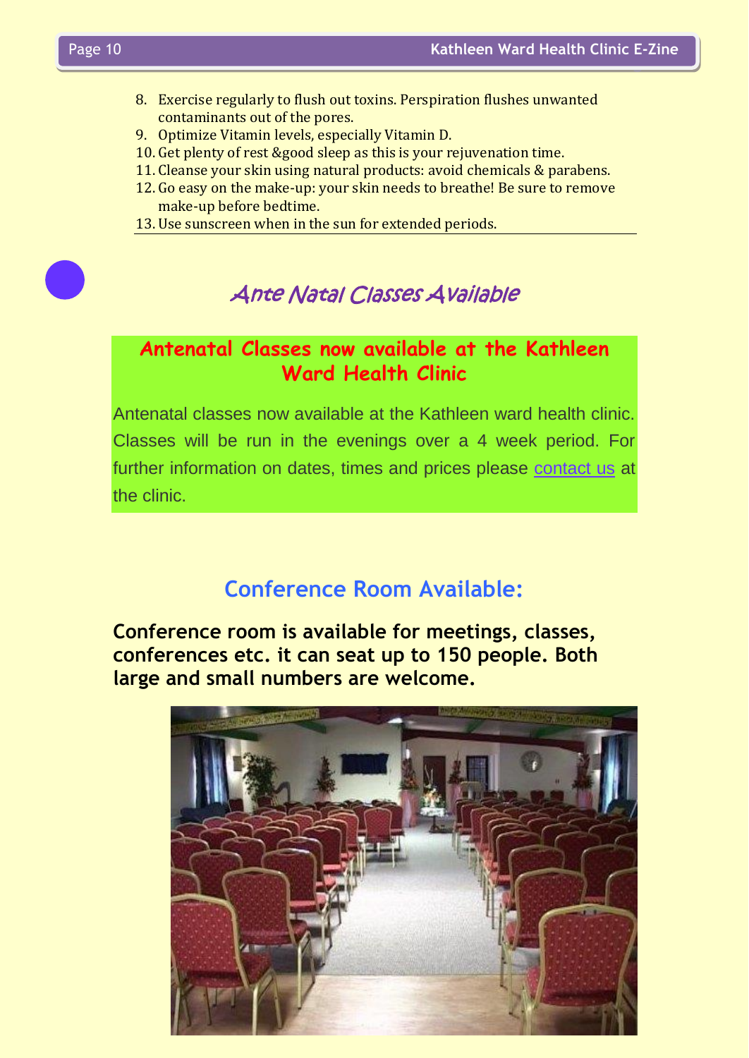8. Exercise regularly to flush out toxins. Perspiration flushes unwanted contaminants out of the pores.
9. Optimize Vitamin levels, especially Vitamin D.
10. Get plenty of rest &good sleep as this is your rejuvenation time.
11. Cleanse your skin using natural products: avoid chemicals & parabens.
12. Go easy on the make-up: your skin needs to breathe! Be sure to remove make-up before bedtime.
13. Use sunscreen when in the sun for extended periods.

## Ante Natal Classes Available

### Antenatal Classes now available at the Kathleen Ward Health Clinic

Antenatal classes now available at the Kathleen ward health clinic. Classes will be run in the evenings over a 4 week period. For further information on dates, times and prices please contact us at the clinic.

## Conference Room Available:

**Conference room is available for meetings, classes, conferences etc. it can seat up to 150 people. Both large and small numbers are welcome.**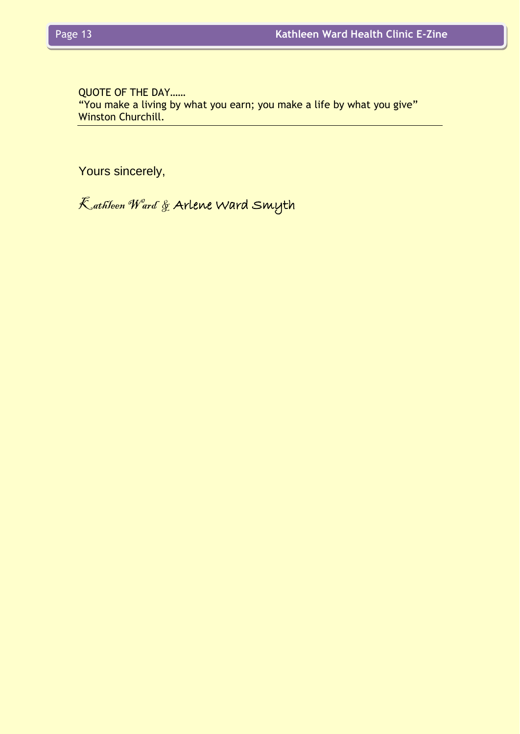QUOTE OF THE DAY……

"You make a living by what you earn; you make a life by what you give"
Winston Churchill.

---

Yours sincerely,

*Kathleen Ward* & Arlene Ward Smyth